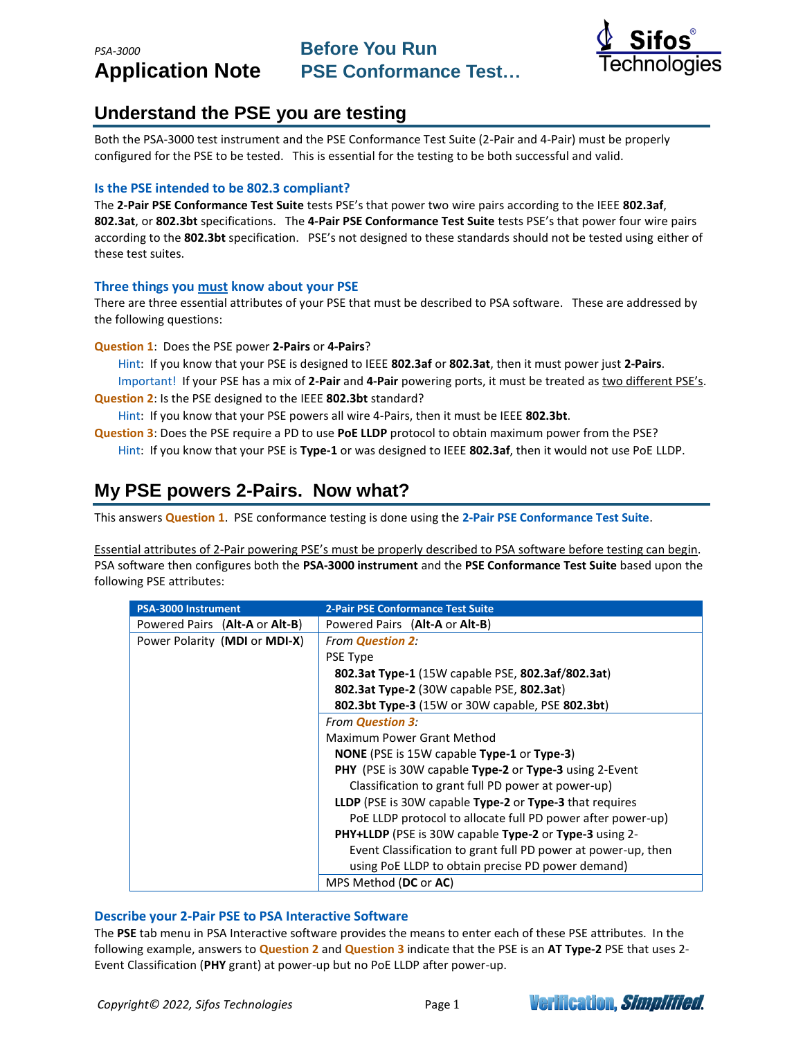*PSA-3000*

# Application Note

# Before You Run PSE Conformance Test…

## Understand the PSE you are testing

Both the PSA-3000 test instrument and the PSE Conformance Test Suite (2-Pair and 4-Pair) must be properly configured for the PSE to be tested. This is essential for the testing to be both successful and valid.

### Is the PSE intended to be 802.3 compliant?

The **2-Pair PSE Conformance Test Suite** tests PSE's that power two wire pairs according to the IEEE **802.3af**, **802.3at**, or **802.3bt** specifications. The **4-Pair PSE Conformance Test Suite** tests PSE's that power four wire pairs according to the **802.3bt** specification. PSE's not designed to these standards should not be tested using either of these test suites.

### Three things you must know about your PSE

There are three essential attributes of your PSE that must be described to PSA software. These are addressed by the following questions:

**Question 1**: Does the PSE power **2-Pairs** or **4-Pairs**?

- Hint: If you know that your PSE is designed to IEEE **802.3af** or **802.3at**, then it must power just **2-Pairs**.
- Important! If your PSE has a mix of **2-Pair** and **4-Pair** powering ports, it must be treated as two different PSE's.

**Question 2**: Is the PSE designed to the IEEE **802.3bt** standard?

- Hint: If you know that your PSE powers all wire 4-Pairs, then it must be IEEE **802.3bt**.

**Question 3**: Does the PSE require a PD to use **PoE LLDP** protocol to obtain maximum power from the PSE?

- Hint: If you know that your PSE is **Type-1** or was designed to IEEE **802.3af**, then it would not use PoE LLDP.

## My PSE powers 2-Pairs. Now what?

This answers **Question 1**. PSE conformance testing is done using the **2-Pair PSE Conformance Test Suite**.

Essential attributes of 2-Pair powering PSE's must be properly described to PSA software before testing can begin. PSA software then configures both the **PSA-3000 instrument** and the **PSE Conformance Test Suite** based upon the following PSE attributes:

| PSA-3000 Instrument | 2-Pair PSE Conformance Test Suite |
|---|---|
| Powered Pairs (**Alt-A** or **Alt-B**) | Powered Pairs (**Alt-A** or **Alt-B**) |
| Power Polarity (**MDI** or **MDI-X**) | *From **Question 2**:*<br>PSE Type<br>**802.3at Type-1** (15W capable PSE, **802.3af**/**802.3at**)<br>**802.3at Type-2** (30W capable PSE, **802.3at**)<br>**802.3bt Type-3** (15W or 30W capable, PSE **802.3bt**) |
| | *From **Question 3**:*<br>Maximum Power Grant Method<br>**NONE** (PSE is 15W capable **Type-1** or **Type-3**)<br>**PHY** (PSE is 30W capable **Type-2** or **Type-3** using 2-Event Classification to grant full PD power at power-up)<br>**LLDP** (PSE is 30W capable **Type-2** or **Type-3** that requires PoE LLDP protocol to allocate full PD power after power-up)<br>**PHY+LLDP** (PSE is 30W capable **Type-2** or **Type-3** using 2-Event Classification to grant full PD power at power-up, then using PoE LLDP to obtain precise PD power demand) |
| | MPS Method (**DC** or **AC**) |

### Describe your 2-Pair PSE to PSA Interactive Software

The **PSE** tab menu in PSA Interactive software provides the means to enter each of these PSE attributes. In the following example, answers to **Question 2** and **Question 3** indicate that the PSE is an **AT Type-2** PSE that uses 2-Event Classification (**PHY** grant) at power-up but no PoE LLDP after power-up.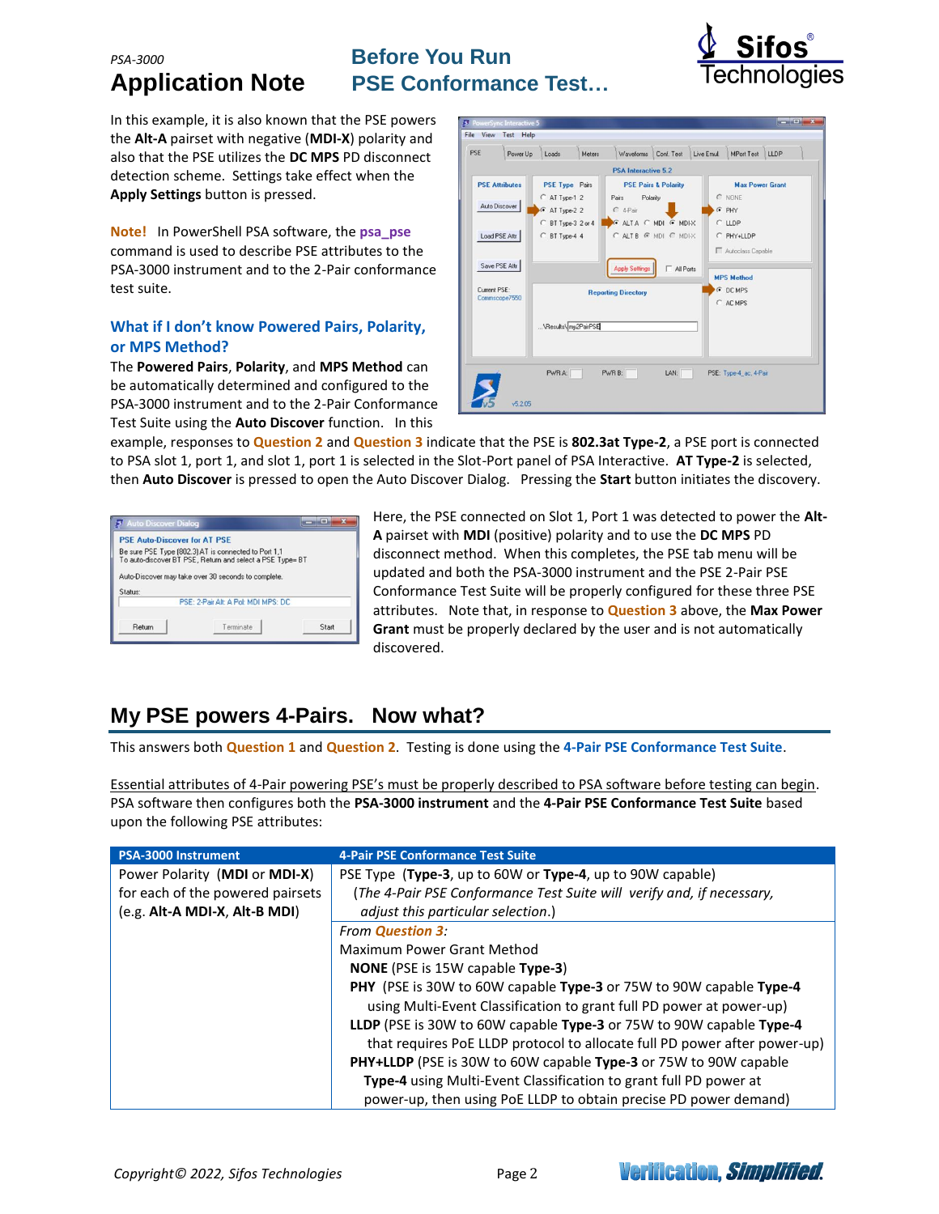In this example, it is also known that the PSE powers the **Alt-A** pairset with negative (**MDI-X**) polarity and also that the PSE utilizes the **DC MPS** PD disconnect detection scheme. Settings take effect when the **Apply Settings** button is pressed.

**Note!** In PowerShell PSA software, the **psa_pse** command is used to describe PSE attributes to the PSA-3000 instrument and to the 2-Pair conformance test suite.

### What if I don't know Powered Pairs, Polarity, or MPS Method?

The **Powered Pairs**, **Polarity**, and **MPS Method** can be automatically determined and configured to the PSA-3000 instrument and to the 2-Pair Conformance Test Suite using the **Auto Discover** function. In this example, responses to **Question 2** and **Question 3** indicate that the PSE is **802.3at Type-2**, a PSE port is connected to PSA slot 1, port 1, and slot 1, port 1 is selected in the Slot-Port panel of PSA Interactive. **AT Type-2** is selected, then **Auto Discover** is pressed to open the Auto Discover Dialog. Pressing the **Start** button initiates the discovery.

Here, the PSE connected on Slot 1, Port 1 was detected to power the **Alt-A** pairset with **MDI** (positive) polarity and to use the **DC MPS** PD disconnect method. When this completes, the PSE tab menu will be updated and both the PSA-3000 instrument and the PSE 2-Pair PSE Conformance Test Suite will be properly configured for these three PSE attributes. Note that, in response to **Question 3** above, the **Max Power Grant** must be properly declared by the user and is not automatically discovered.

## My PSE powers 4-Pairs. Now what?

This answers both **Question 1** and **Question 2**. Testing is done using the **4-Pair PSE Conformance Test Suite**.

<u>Essential attributes of 4-Pair powering PSE's must be properly described to PSA software before testing can begin</u>. PSA software then configures both the **PSA-3000 instrument** and the **4-Pair PSE Conformance Test Suite** based upon the following PSE attributes:

| PSA-3000 Instrument | 4-Pair PSE Conformance Test Suite |
|---|---|
| Power Polarity (**MDI** or **MDI-X**) for each of the powered pairsets (e.g. **Alt-A MDI-X**, **Alt-B MDI**) | PSE Type (**Type-3**, up to 60W or **Type-4**, up to 90W capable) (*The 4-Pair PSE Conformance Test Suite will verify and, if necessary, adjust this particular selection.*) |
| | *From **Question 3**:* Maximum Power Grant Method **NONE** (PSE is 15W capable **Type-3**) **PHY** (PSE is 30W to 60W capable **Type-3** or 75W to 90W capable **Type-4** using Multi-Event Classification to grant full PD power at power-up) **LLDP** (PSE is 30W to 60W capable **Type-3** or 75W to 90W capable **Type-4** that requires PoE LLDP protocol to allocate full PD power after power-up) **PHY+LLDP** (PSE is 30W to 60W capable **Type-3** or 75W to 90W capable **Type-4** using Multi-Event Classification to grant full PD power at power-up, then using PoE LLDP to obtain precise PD power demand) |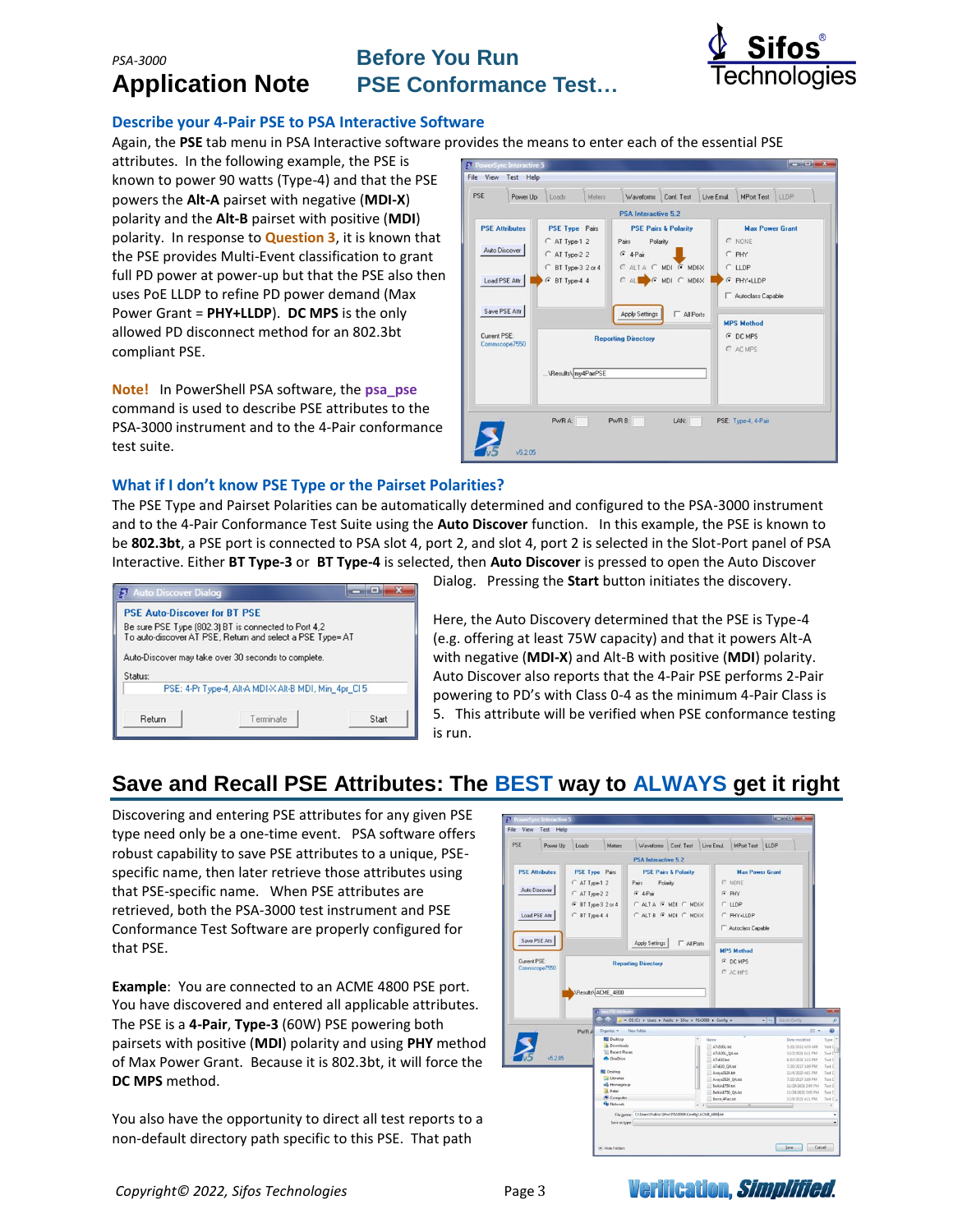## Describe your 4-Pair PSE to PSA Interactive Software

Again, the **PSE** tab menu in PSA Interactive software provides the means to enter each of the essential PSE attributes. In the following example, the PSE is known to power 90 watts (Type-4) and that the PSE powers the **Alt-A** pairset with negative (**MDI-X**) polarity and the **Alt-B** pairset with positive (**MDI**) polarity. In response to **Question 3**, it is known that the PSE provides Multi-Event classification to grant full PD power at power-up but that the PSE also then uses PoE LLDP to refine PD power demand (Max Power Grant = **PHY+LLDP**). **DC MPS** is the only allowed PD disconnect method for an 802.3bt compliant PSE.

**Note!** In PowerShell PSA software, the **psa_pse** command is used to describe PSE attributes to the PSA-3000 instrument and to the 4-Pair conformance test suite.

## What if I don't know PSE Type or the Pairset Polarities?

The PSE Type and Pairset Polarities can be automatically determined and configured to the PSA-3000 instrument and to the 4-Pair Conformance Test Suite using the **Auto Discover** function. In this example, the PSE is known to be **802.3bt**, a PSE port is connected to PSA slot 4, port 2, and slot 4, port 2 is selected in the Slot-Port panel of PSA Interactive. Either **BT Type-3** or **BT Type-4** is selected, then **Auto Discover** is pressed to open the Auto Discover Dialog. Pressing the **Start** button initiates the discovery.

Here, the Auto Discovery determined that the PSE is Type-4 (e.g. offering at least 75W capacity) and that it powers Alt-A with negative (**MDI-X**) and Alt-B with positive (**MDI**) polarity. Auto Discover also reports that the 4-Pair PSE performs 2-Pair powering to PD's with Class 0-4 as the minimum 4-Pair Class is 5. This attribute will be verified when PSE conformance testing is run.

# Save and Recall PSE Attributes: The BEST way to ALWAYS get it right

Discovering and entering PSE attributes for any given PSE type need only be a one-time event. PSA software offers robust capability to save PSE attributes to a unique, PSE-specific name, then later retrieve those attributes using that PSE-specific name. When PSE attributes are retrieved, both the PSA-3000 test instrument and PSE Conformance Test Software are properly configured for that PSE.

**Example**: You are connected to an ACME 4800 PSE port. You have discovered and entered all applicable attributes. The PSE is a **4-Pair**, **Type-3** (60W) PSE powering both pairsets with positive (**MDI**) polarity and using **PHY** method of Max Power Grant. Because it is 802.3bt, it will force the **DC MPS** method.

You also have the opportunity to direct all test reports to a non-default directory path specific to this PSE. That path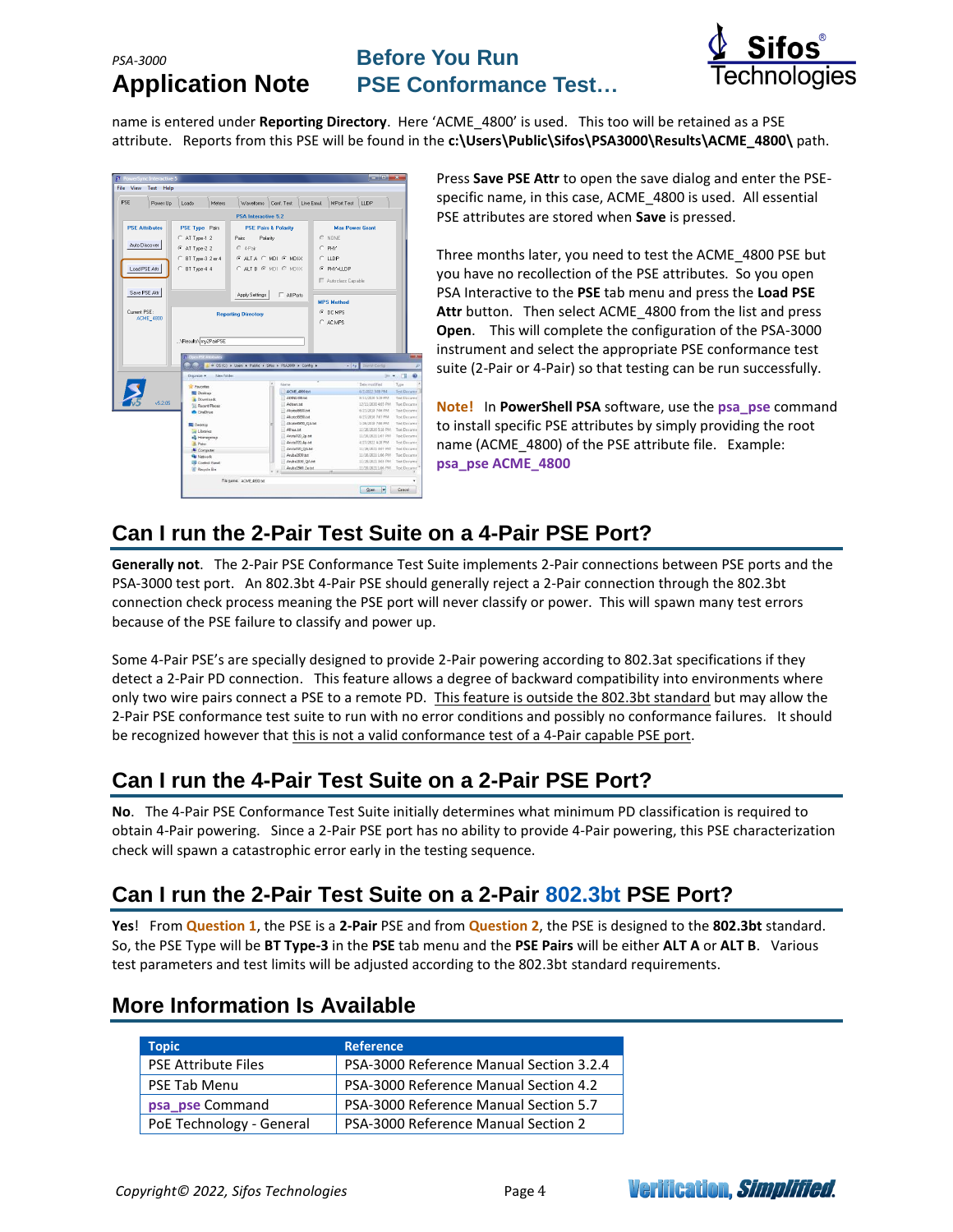name is entered under **Reporting Directory**. Here 'ACME_4800' is used. This too will be retained as a PSE attribute. Reports from this PSE will be found in the **c:\Users\Public\Sifos\PSA3000\Results\ACME_4800\** path.

Press **Save PSE Attr** to open the save dialog and enter the PSE-specific name, in this case, ACME_4800 is used. All essential PSE attributes are stored when **Save** is pressed.

Three months later, you need to test the ACME_4800 PSE but you have no recollection of the PSE attributes. So you open PSA Interactive to the **PSE** tab menu and press the **Load PSE Attr** button. Then select ACME_4800 from the list and press **Open**. This will complete the configuration of the PSA-3000 instrument and select the appropriate PSE conformance test suite (2-Pair or 4-Pair) so that testing can be run successfully.

**Note!** In **PowerShell PSA** software, use the **psa_pse** command to install specific PSE attributes by simply providing the root name (ACME_4800) of the PSE attribute file. Example:
**psa_pse ACME_4800**

## Can I run the 2-Pair Test Suite on a 4-Pair PSE Port?

**Generally not**. The 2-Pair PSE Conformance Test Suite implements 2-Pair connections between PSE ports and the PSA-3000 test port. An 802.3bt 4-Pair PSE should generally reject a 2-Pair connection through the 802.3bt connection check process meaning the PSE port will never classify or power. This will spawn many test errors because of the PSE failure to classify and power up.

Some 4-Pair PSE's are specially designed to provide 2-Pair powering according to 802.3at specifications if they detect a 2-Pair PD connection. This feature allows a degree of backward compatibility into environments where only two wire pairs connect a PSE to a remote PD. This feature is outside the 802.3bt standard but may allow the 2-Pair PSE conformance test suite to run with no error conditions and possibly no conformance failures. It should be recognized however that this is not a valid conformance test of a 4-Pair capable PSE port.

## Can I run the 4-Pair Test Suite on a 2-Pair PSE Port?

**No**. The 4-Pair PSE Conformance Test Suite initially determines what minimum PD classification is required to obtain 4-Pair powering. Since a 2-Pair PSE port has no ability to provide 4-Pair powering, this PSE characterization check will spawn a catastrophic error early in the testing sequence.

## Can I run the 2-Pair Test Suite on a 2-Pair 802.3bt PSE Port?

**Yes**! From **Question 1**, the PSE is a **2-Pair** PSE and from **Question 2**, the PSE is designed to the **802.3bt** standard. So, the PSE Type will be **BT Type-3** in the **PSE** tab menu and the **PSE Pairs** will be either **ALT A** or **ALT B**. Various test parameters and test limits will be adjusted according to the 802.3bt standard requirements.

## More Information Is Available

| Topic | Reference |
|---|---|
| PSE Attribute Files | PSA-3000 Reference Manual Section 3.2.4 |
| PSE Tab Menu | PSA-3000 Reference Manual Section 4.2 |
| **psa_pse** Command | PSA-3000 Reference Manual Section 5.7 |
| PoE Technology - General | PSA-3000 Reference Manual Section 2 |